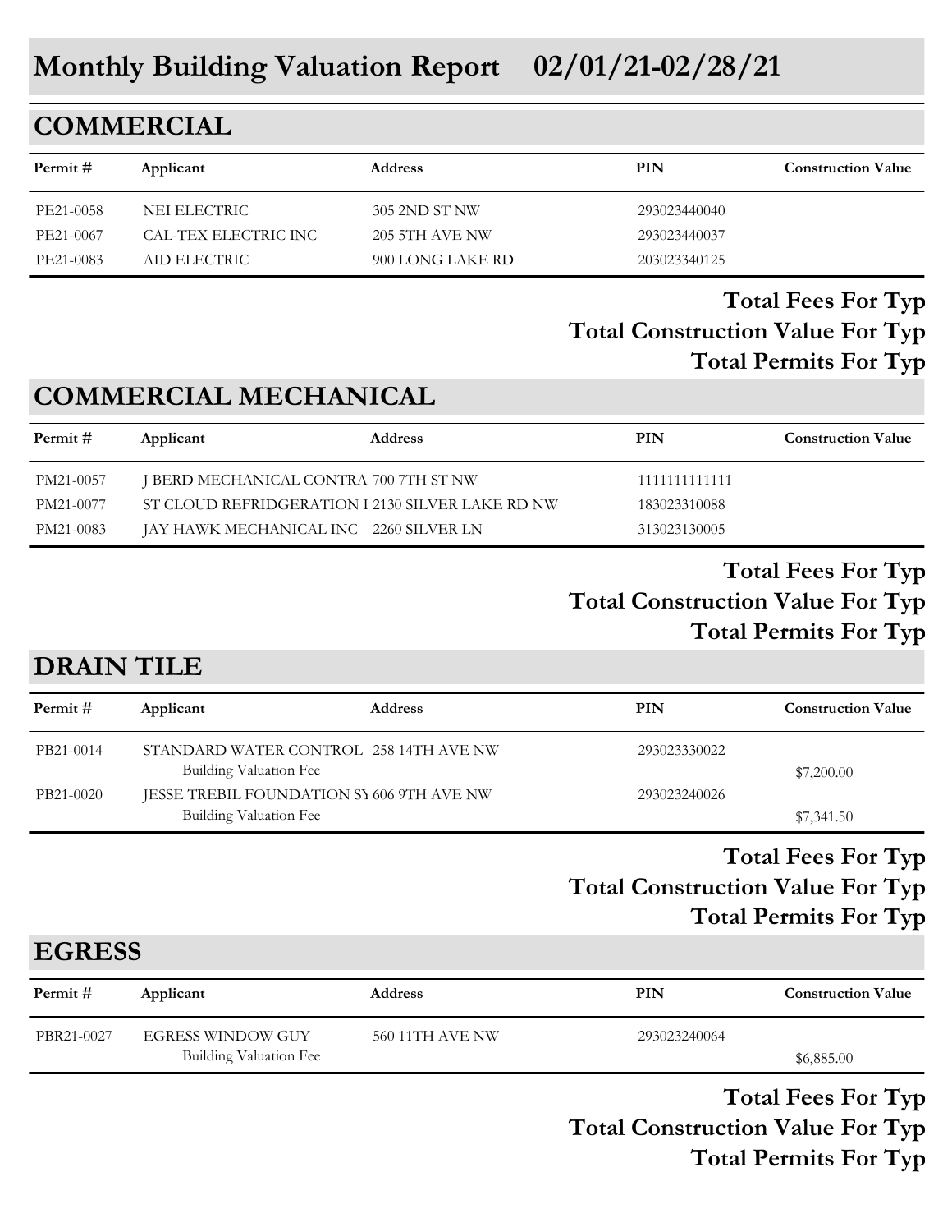# Monthly Building Valuation Report 02/01/21-02/28/21

## COMMERCIAL

| Permit # | Applicant | Address | PIN | Construction Value |
|---|---|---|---|---|
| PE21-0058 | NEI ELECTRIC | 305 2ND ST NW | 293023440040 | |
| PE21-0067 | CAL-TEX ELECTRIC INC | 205 5TH AVE NW | 293023440037 | |
| PE21-0083 | AID ELECTRIC | 900 LONG LAKE RD | 203023340125 | |

**Total Fees For Typ**

**Total Construction Value For Typ**

**Total Permits For Typ**

## COMMERCIAL MECHANICAL

| Permit # | Applicant | Address | PIN | Construction Value |
|---|---|---|---|---|
| PM21-0057 | J BERD MECHANICAL CONTRA | 700 7TH ST NW | 1111111111111 | |
| PM21-0077 | ST CLOUD REFRIDGERATION I | 2130 SILVER LAKE RD NW | 183023310088 | |
| PM21-0083 | JAY HAWK MECHANICAL INC | 2260 SILVER LN | 313023130005 | |

**Total Fees For Typ**

**Total Construction Value For Typ**

**Total Permits For Typ**

## DRAIN TILE

| Permit # | Applicant | Address | PIN | Construction Value |
|---|---|---|---|---|
| PB21-0014 | STANDARD WATER CONTROL | 258 14TH AVE NW | 293023330022 | |
| | Building Valuation Fee | | | $7,200.00 |
| PB21-0020 | JESSE TREBIL FOUNDATION SY | 606 9TH AVE NW | 293023240026 | |
| | Building Valuation Fee | | | $7,341.50 |

**Total Fees For Typ**

**Total Construction Value For Typ**

**Total Permits For Typ**

## EGRESS

| Permit # | Applicant | Address | PIN | Construction Value |
|---|---|---|---|---|
| PBR21-0027 | EGRESS WINDOW GUY | 560 11TH AVE NW | 293023240064 | |
| | Building Valuation Fee | | | $6,885.00 |

**Total Fees For Typ**

**Total Construction Value For Typ**

**Total Permits For Typ**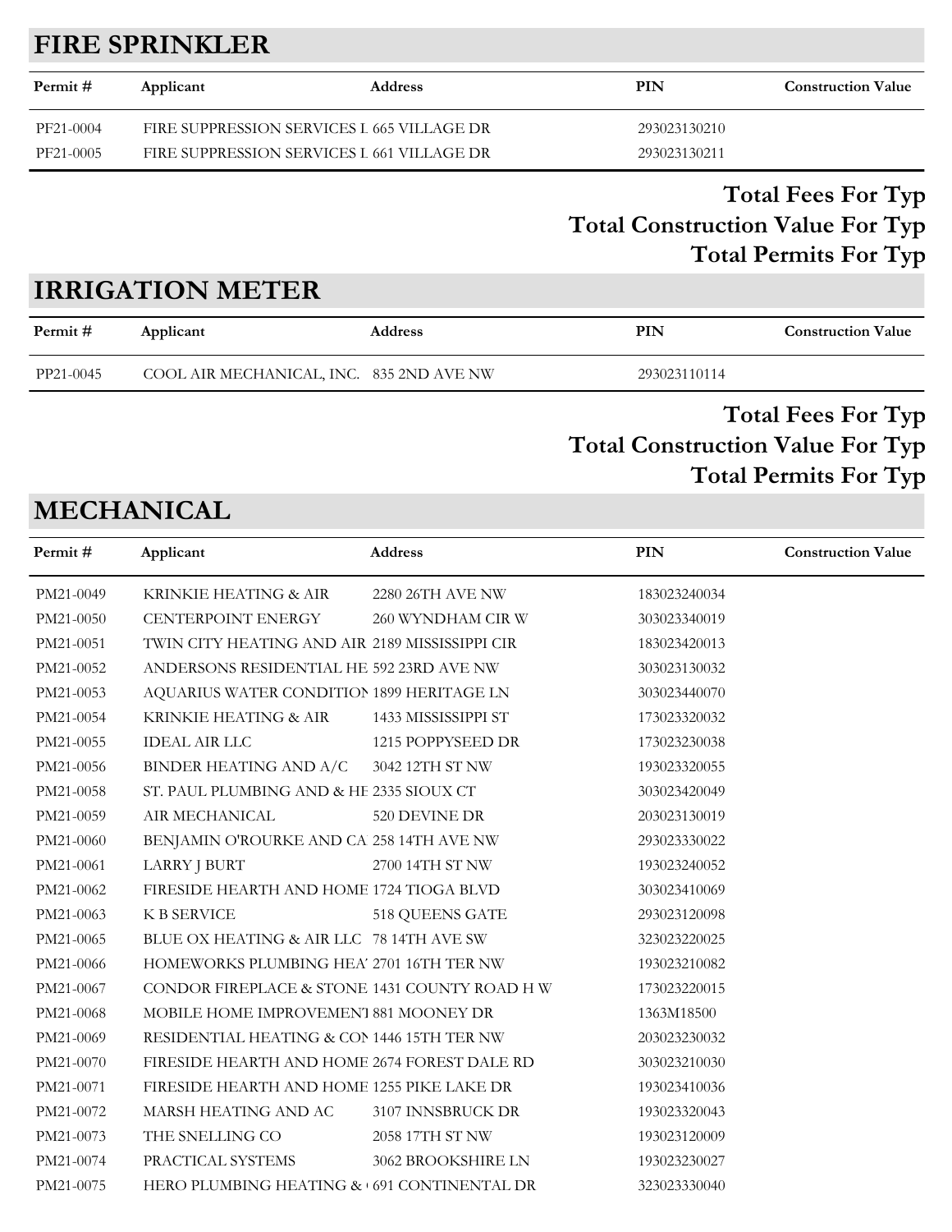## FIRE SPRINKLER

| Permit # | Applicant | Address | PIN | Construction Value |
|---|---|---|---|---|
| PF21-0004 | FIRE SUPPRESSION SERVICES I | 665 VILLAGE DR | 293023130210 | |
| PF21-0005 | FIRE SUPPRESSION SERVICES I | 661 VILLAGE DR | 293023130211 | |

**Total Fees For Typ**

**Total Construction Value For Typ**

**Total Permits For Typ**

## IRRIGATION METER

| Permit # | Applicant | Address | PIN | Construction Value |
|---|---|---|---|---|
| PP21-0045 | COOL AIR MECHANICAL, INC. | 835 2ND AVE NW | 293023110114 | |

**Total Fees For Typ**

**Total Construction Value For Typ**

**Total Permits For Typ**

## MECHANICAL

| Permit # | Applicant | Address | PIN | Construction Value |
|---|---|---|---|---|
| PM21-0049 | KRINKIE HEATING & AIR | 2280 26TH AVE NW | 183023240034 | |
| PM21-0050 | CENTERPOINT ENERGY | 260 WYNDHAM CIR W | 303023340019 | |
| PM21-0051 | TWIN CITY HEATING AND AIR | 2189 MISSISSIPPI CIR | 183023420013 | |
| PM21-0052 | ANDERSONS RESIDENTIAL HE | 592 23RD AVE NW | 303023130032 | |
| PM21-0053 | AQUARIUS WATER CONDITION | 1899 HERITAGE LN | 303023440070 | |
| PM21-0054 | KRINKIE HEATING & AIR | 1433 MISSISSIPPI ST | 173023320032 | |
| PM21-0055 | IDEAL AIR LLC | 1215 POPPYSEED DR | 173023230038 | |
| PM21-0056 | BINDER HEATING AND A/C | 3042 12TH ST NW | 193023320055 | |
| PM21-0058 | ST. PAUL PLUMBING AND & HE | 2335 SIOUX CT | 303023420049 | |
| PM21-0059 | AIR MECHANICAL | 520 DEVINE DR | 203023130019 | |
| PM21-0060 | BENJAMIN O'ROURKE AND CA | 258 14TH AVE NW | 293023330022 | |
| PM21-0061 | LARRY J BURT | 2700 14TH ST NW | 193023240052 | |
| PM21-0062 | FIRESIDE HEARTH AND HOME | 1724 TIOGA BLVD | 303023410069 | |
| PM21-0063 | K B SERVICE | 518 QUEENS GATE | 293023120098 | |
| PM21-0065 | BLUE OX HEATING & AIR LLC | 78 14TH AVE SW | 323023220025 | |
| PM21-0066 | HOMEWORKS PLUMBING HEA' | 2701 16TH TER NW | 193023210082 | |
| PM21-0067 | CONDOR FIREPLACE & STONE | 1431 COUNTY ROAD H W | 173023220015 | |
| PM21-0068 | MOBILE HOME IMPROVEMENT | 881 MOONEY DR | 1363M18500 | |
| PM21-0069 | RESIDENTIAL HEATING & COI | 1446 15TH TER NW | 203023230032 | |
| PM21-0070 | FIRESIDE HEARTH AND HOME | 2674 FOREST DALE RD | 303023210030 | |
| PM21-0071 | FIRESIDE HEARTH AND HOME | 1255 PIKE LAKE DR | 193023410036 | |
| PM21-0072 | MARSH HEATING AND AC | 3107 INNSBRUCK DR | 193023320043 | |
| PM21-0073 | THE SNELLING CO | 2058 17TH ST NW | 193023120009 | |
| PM21-0074 | PRACTICAL SYSTEMS | 3062 BROOKSHIRE LN | 193023230027 | |
| PM21-0075 | HERO PLUMBING HEATING & | 691 CONTINENTAL DR | 323023330040 | |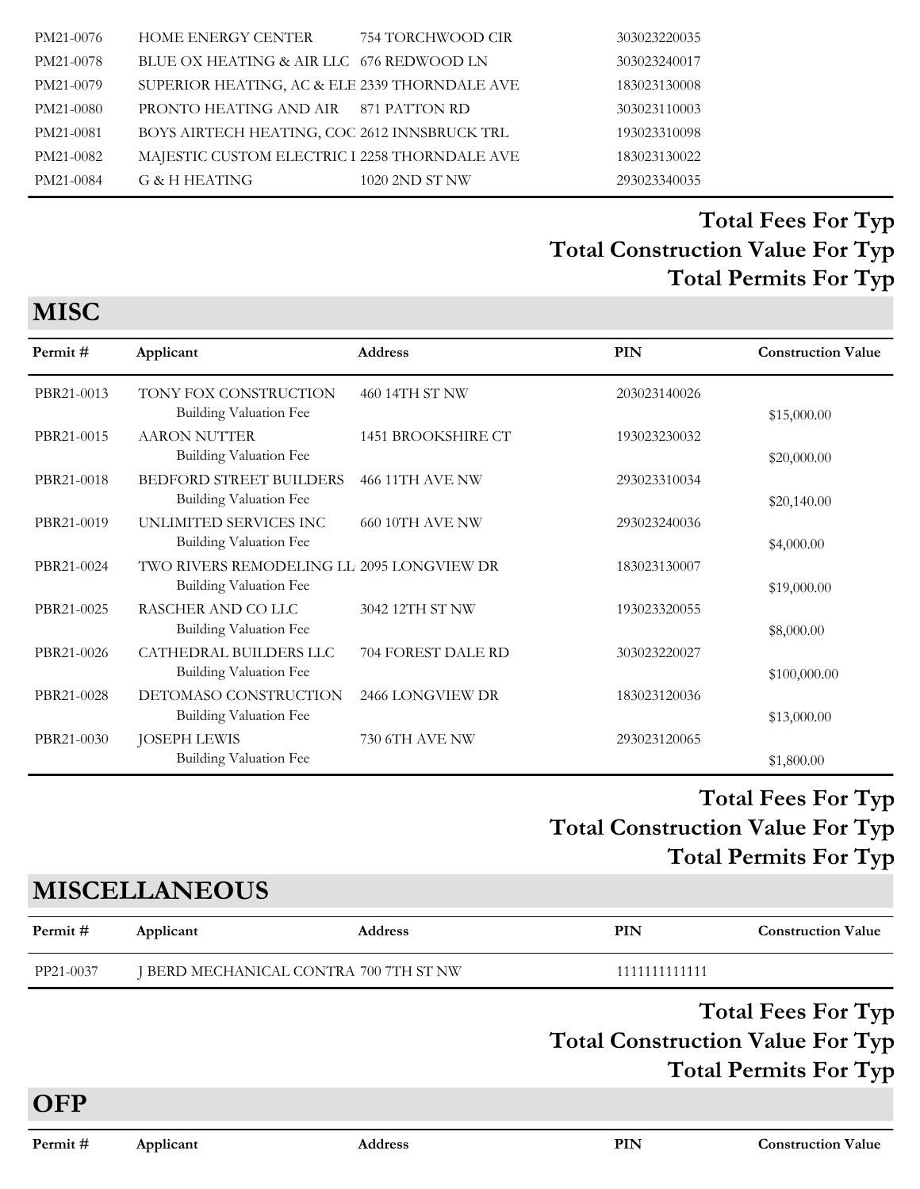| Permit # | Applicant | Address | PIN | Construction Value |
|---|---|---|---|---|
| PM21-0076 | HOME ENERGY CENTER | 754 TORCHWOOD CIR | 303023220035 | |
| PM21-0078 | BLUE OX HEATING & AIR LLC | 676 REDWOOD LN | 303023240017 | |
| PM21-0079 | SUPERIOR HEATING, AC & ELE | 2339 THORNDALE AVE | 183023130008 | |
| PM21-0080 | PRONTO HEATING AND AIR | 871 PATTON RD | 303023110003 | |
| PM21-0081 | BOYS AIRTECH HEATING, COC | 2612 INNSBRUCK TRL | 193023310098 | |
| PM21-0082 | MAJESTIC CUSTOM ELECTRIC I | 2258 THORNDALE AVE | 183023130022 | |
| PM21-0084 | G & H HEATING | 1020 2ND ST NW | 293023340035 | |

**Total Fees For Typ**

**Total Construction Value For Typ**

**Total Permits For Typ**

## MISC

| Permit # | Applicant | Address | PIN | Construction Value |
|---|---|---|---|---|
| PBR21-0013 | TONY FOX CONSTRUCTION<br>Building Valuation Fee | 460 14TH ST NW | 203023140026 | $15,000.00 |
| PBR21-0015 | AARON NUTTER<br>Building Valuation Fee | 1451 BROOKSHIRE CT | 193023230032 | $20,000.00 |
| PBR21-0018 | BEDFORD STREET BUILDERS<br>Building Valuation Fee | 466 11TH AVE NW | 293023310034 | $20,140.00 |
| PBR21-0019 | UNLIMITED SERVICES INC<br>Building Valuation Fee | 660 10TH AVE NW | 293023240036 | $4,000.00 |
| PBR21-0024 | TWO RIVERS REMODELING LL<br>Building Valuation Fee | 2095 LONGVIEW DR | 183023130007 | $19,000.00 |
| PBR21-0025 | RASCHER AND CO LLC<br>Building Valuation Fee | 3042 12TH ST NW | 193023320055 | $8,000.00 |
| PBR21-0026 | CATHEDRAL BUILDERS LLC<br>Building Valuation Fee | 704 FOREST DALE RD | 303023220027 | $100,000.00 |
| PBR21-0028 | DETOMASO CONSTRUCTION<br>Building Valuation Fee | 2466 LONGVIEW DR | 183023120036 | $13,000.00 |
| PBR21-0030 | JOSEPH LEWIS<br>Building Valuation Fee | 730 6TH AVE NW | 293023120065 | $1,800.00 |

**Total Fees For Typ**

**Total Construction Value For Typ**

**Total Permits For Typ**

## MISCELLANEOUS

| Permit # | Applicant | Address | PIN | Construction Value |
|---|---|---|---|---|
| PP21-0037 | J BERD MECHANICAL CONTRA | 700 7TH ST NW | 1111111111111 | |

**Total Fees For Typ**

**Total Construction Value For Typ**

**Total Permits For Typ**

## OFP

| Permit # | Applicant | Address | PIN | Construction Value |
|---|---|---|---|---|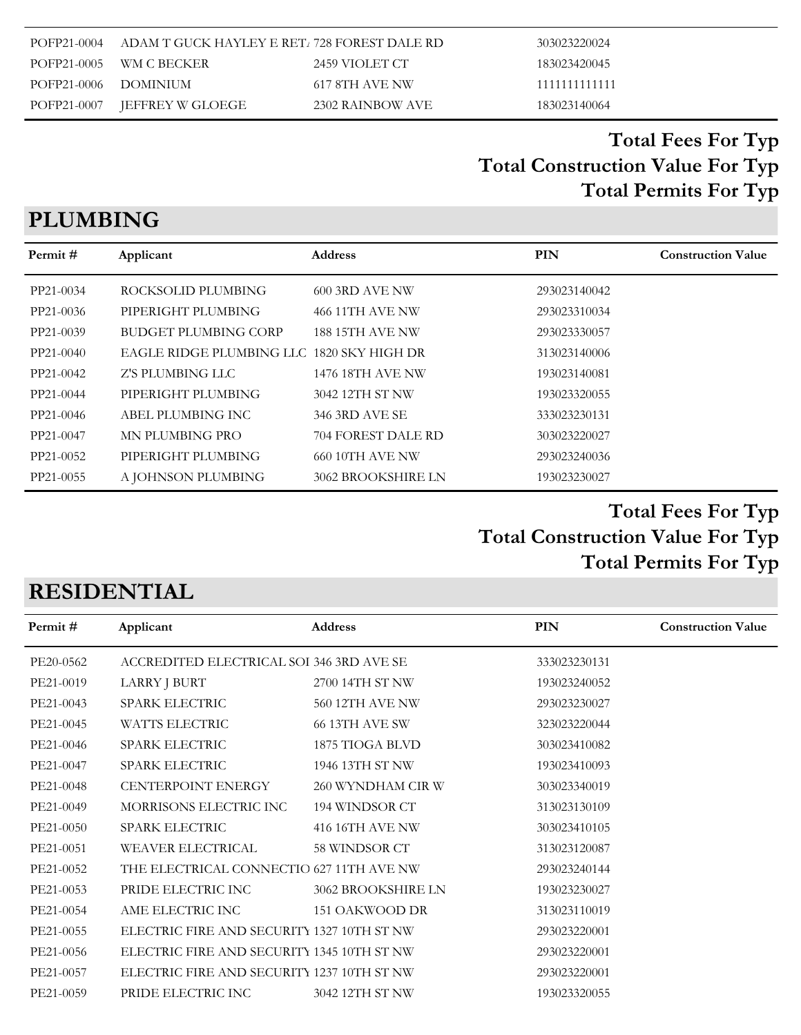| | | | | |
|---|---|---|---|---|
| POFP21-0004 | ADAM T GUCK HAYLEY E RET/ | 728 FOREST DALE RD | 303023220024 | |
| POFP21-0005 | WM C BECKER | 2459 VIOLET CT | 183023420045 | |
| POFP21-0006 | DOMINIUM | 617 8TH AVE NW | 1111111111111 | |
| POFP21-0007 | JEFFREY W GLOEGE | 2302 RAINBOW AVE | 183023140064 | |

**Total Fees For Typ**

**Total Construction Value For Typ**

**Total Permits For Typ**

## PLUMBING

| Permit # | Applicant | Address | PIN | Construction Value |
|---|---|---|---|---|
| PP21-0034 | ROCKSOLID PLUMBING | 600 3RD AVE NW | 293023140042 | |
| PP21-0036 | PIPERIGHT PLUMBING | 466 11TH AVE NW | 293023310034 | |
| PP21-0039 | BUDGET PLUMBING CORP | 188 15TH AVE NW | 293023330057 | |
| PP21-0040 | EAGLE RIDGE PLUMBING LLC | 1820 SKY HIGH DR | 313023140006 | |
| PP21-0042 | Z'S PLUMBING LLC | 1476 18TH AVE NW | 193023140081 | |
| PP21-0044 | PIPERIGHT PLUMBING | 3042 12TH ST NW | 193023320055 | |
| PP21-0046 | ABEL PLUMBING INC | 346 3RD AVE SE | 333023230131 | |
| PP21-0047 | MN PLUMBING PRO | 704 FOREST DALE RD | 303023220027 | |
| PP21-0052 | PIPERIGHT PLUMBING | 660 10TH AVE NW | 293023240036 | |
| PP21-0055 | A JOHNSON PLUMBING | 3062 BROOKSHIRE LN | 193023230027 | |

**Total Fees For Typ**

**Total Construction Value For Typ**

**Total Permits For Typ**

## RESIDENTIAL

| Permit # | Applicant | Address | PIN | Construction Value |
|---|---|---|---|---|
| PE20-0562 | ACCREDITED ELECTRICAL SOI | 346 3RD AVE SE | 333023230131 | |
| PE21-0019 | LARRY J BURT | 2700 14TH ST NW | 193023240052 | |
| PE21-0043 | SPARK ELECTRIC | 560 12TH AVE NW | 293023230027 | |
| PE21-0045 | WATTS ELECTRIC | 66 13TH AVE SW | 323023220044 | |
| PE21-0046 | SPARK ELECTRIC | 1875 TIOGA BLVD | 303023410082 | |
| PE21-0047 | SPARK ELECTRIC | 1946 13TH ST NW | 193023410093 | |
| PE21-0048 | CENTERPOINT ENERGY | 260 WYNDHAM CIR W | 303023340019 | |
| PE21-0049 | MORRISONS ELECTRIC INC | 194 WINDSOR CT | 313023130109 | |
| PE21-0050 | SPARK ELECTRIC | 416 16TH AVE NW | 303023410105 | |
| PE21-0051 | WEAVER ELECTRICAL | 58 WINDSOR CT | 313023120087 | |
| PE21-0052 | THE ELECTRICAL CONNECTIO | 627 11TH AVE NW | 293023240144 | |
| PE21-0053 | PRIDE ELECTRIC INC | 3062 BROOKSHIRE LN | 193023230027 | |
| PE21-0054 | AME ELECTRIC INC | 151 OAKWOOD DR | 313023110019 | |
| PE21-0055 | ELECTRIC FIRE AND SECURITY | 1327 10TH ST NW | 293023220001 | |
| PE21-0056 | ELECTRIC FIRE AND SECURITY | 1345 10TH ST NW | 293023220001 | |
| PE21-0057 | ELECTRIC FIRE AND SECURITY | 1237 10TH ST NW | 293023220001 | |
| PE21-0059 | PRIDE ELECTRIC INC | 3042 12TH ST NW | 193023320055 | |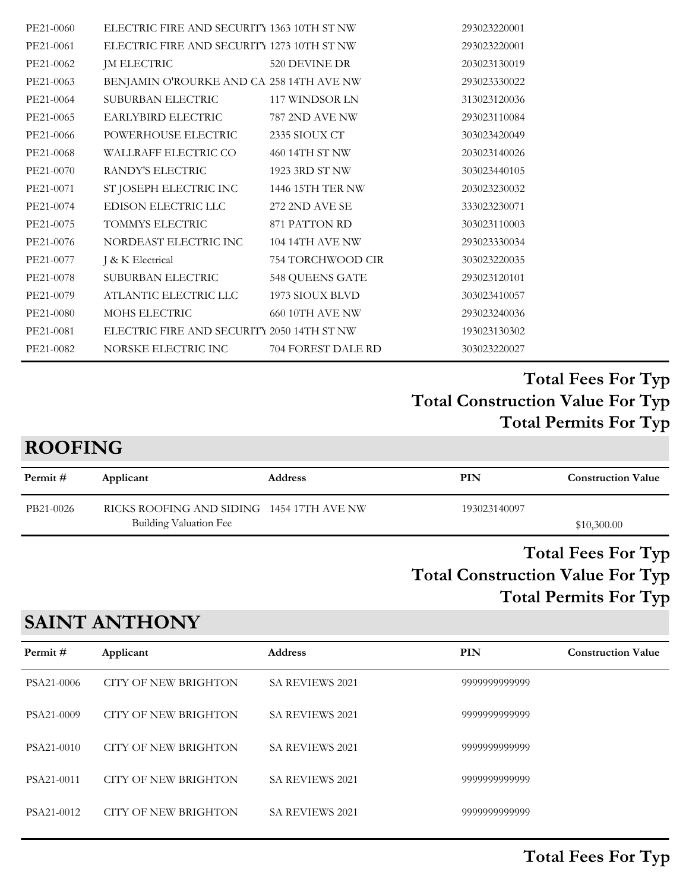| Permit # | Applicant | Address | PIN | Construction Value |
|---|---|---|---|---|
| PE21-0060 | ELECTRIC FIRE AND SECURITY | 1363 10TH ST NW | 293023220001 | |
| PE21-0061 | ELECTRIC FIRE AND SECURITY | 1273 10TH ST NW | 293023220001 | |
| PE21-0062 | JM ELECTRIC | 520 DEVINE DR | 203023130019 | |
| PE21-0063 | BENJAMIN O'ROURKE AND CA | 258 14TH AVE NW | 293023330022 | |
| PE21-0064 | SUBURBAN ELECTRIC | 117 WINDSOR LN | 313023120036 | |
| PE21-0065 | EARLYBIRD ELECTRIC | 787 2ND AVE NW | 293023110084 | |
| PE21-0066 | POWERHOUSE ELECTRIC | 2335 SIOUX CT | 303023420049 | |
| PE21-0068 | WALLRAFF ELECTRIC CO | 460 14TH ST NW | 203023140026 | |
| PE21-0070 | RANDY'S ELECTRIC | 1923 3RD ST NW | 303023440105 | |
| PE21-0071 | ST JOSEPH ELECTRIC INC | 1446 15TH TER NW | 203023230032 | |
| PE21-0074 | EDISON ELECTRIC LLC | 272 2ND AVE SE | 333023230071 | |
| PE21-0075 | TOMMYS ELECTRIC | 871 PATTON RD | 303023110003 | |
| PE21-0076 | NORDEAST ELECTRIC INC | 104 14TH AVE NW | 293023330034 | |
| PE21-0077 | J & K Electrical | 754 TORCHWOOD CIR | 303023220035 | |
| PE21-0078 | SUBURBAN ELECTRIC | 548 QUEENS GATE | 293023120101 | |
| PE21-0079 | ATLANTIC ELECTRIC LLC | 1973 SIOUX BLVD | 303023410057 | |
| PE21-0080 | MOHS ELECTRIC | 660 10TH AVE NW | 293023240036 | |
| PE21-0081 | ELECTRIC FIRE AND SECURITY | 2050 14TH ST NW | 193023130302 | |
| PE21-0082 | NORSKE ELECTRIC INC | 704 FOREST DALE RD | 303023220027 | |

**Total Fees For Typ**

**Total Construction Value For Typ**

**Total Permits For Typ**

## ROOFING

| Permit # | Applicant | Address | PIN | Construction Value |
|---|---|---|---|---|
| PB21-0026 | RICKS ROOFING AND SIDING<br>Building Valuation Fee | 1454 17TH AVE NW | 193023140097 | $10,300.00 |

**Total Fees For Typ**

**Total Construction Value For Typ**

**Total Permits For Typ**

## SAINT ANTHONY

| Permit # | Applicant | Address | PIN | Construction Value |
|---|---|---|---|---|
| PSA21-0006 | CITY OF NEW BRIGHTON | SA REVIEWS 2021 | 9999999999999 | |
| PSA21-0009 | CITY OF NEW BRIGHTON | SA REVIEWS 2021 | 9999999999999 | |
| PSA21-0010 | CITY OF NEW BRIGHTON | SA REVIEWS 2021 | 9999999999999 | |
| PSA21-0011 | CITY OF NEW BRIGHTON | SA REVIEWS 2021 | 9999999999999 | |
| PSA21-0012 | CITY OF NEW BRIGHTON | SA REVIEWS 2021 | 9999999999999 | |

**Total Fees For Typ**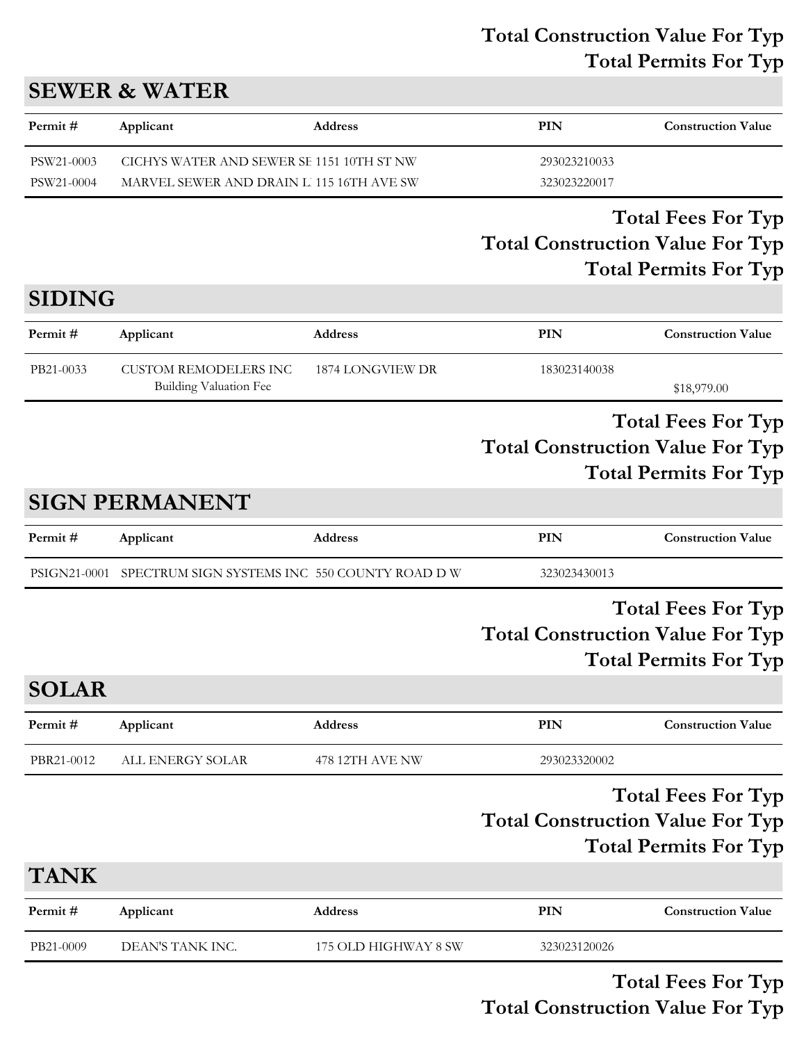**Total Construction Value For Typ**

**Total Permits For Typ**

## SEWER & WATER

| Permit # | Applicant | Address | PIN | Construction Value |
|---|---|---|---|---|
| PSW21-0003 | CICHYS WATER AND SEWER SE | 1151 10TH ST NW | 293023210033 | |
| PSW21-0004 | MARVEL SEWER AND DRAIN L | 115 16TH AVE SW | 323023220017 | |

**Total Fees For Typ**

**Total Construction Value For Typ**

**Total Permits For Typ**

## SIDING

| Permit # | Applicant | Address | PIN | Construction Value |
|---|---|---|---|---|
| PB21-0033 | CUSTOM REMODELERS INC | 1874 LONGVIEW DR | 183023140038 | |
| | Building Valuation Fee | | | $18,979.00 |

**Total Fees For Typ**

**Total Construction Value For Typ**

**Total Permits For Typ**

## SIGN PERMANENT

| Permit # | Applicant | Address | PIN | Construction Value |
|---|---|---|---|---|
| PSIGN21-0001 | SPECTRUM SIGN SYSTEMS INC | 550 COUNTY ROAD D W | 323023430013 | |

**Total Fees For Typ**

**Total Construction Value For Typ**

**Total Permits For Typ**

## SOLAR

| Permit # | Applicant | Address | PIN | Construction Value |
|---|---|---|---|---|
| PBR21-0012 | ALL ENERGY SOLAR | 478 12TH AVE NW | 293023320002 | |

**Total Fees For Typ**

**Total Construction Value For Typ**

**Total Permits For Typ**

## TANK

| Permit # | Applicant | Address | PIN | Construction Value |
|---|---|---|---|---|
| PB21-0009 | DEAN'S TANK INC. | 175 OLD HIGHWAY 8 SW | 323023120026 | |

**Total Fees For Typ**

**Total Construction Value For Typ**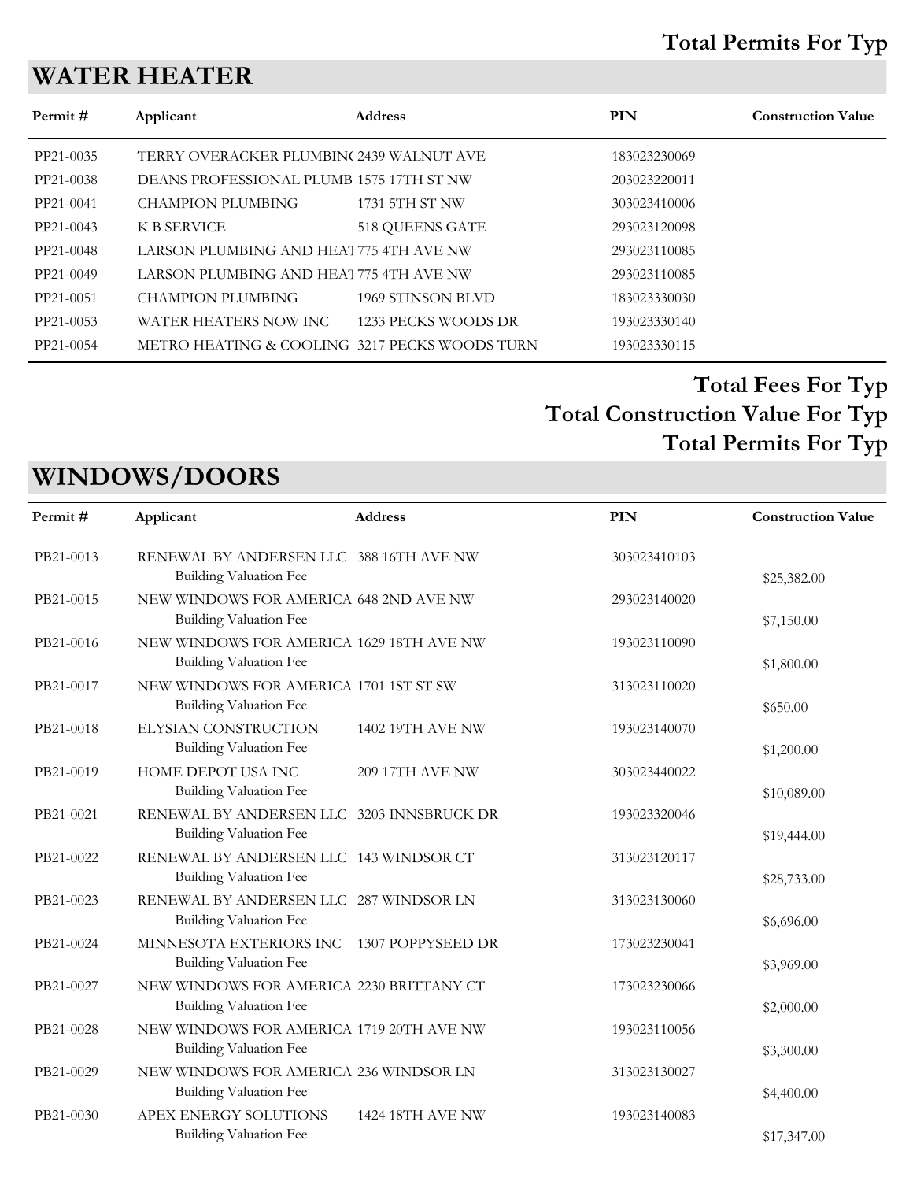**Total Permits For Typ**

## WATER HEATER

| Permit # | Applicant | Address | PIN | Construction Value |
|---|---|---|---|---|
| PP21-0035 | TERRY OVERACKER PLUMBIN( | 2439 WALNUT AVE | 183023230069 | |
| PP21-0038 | DEANS PROFESSIONAL PLUMB | 1575 17TH ST NW | 203023220011 | |
| PP21-0041 | CHAMPION PLUMBING | 1731 5TH ST NW | 303023410006 | |
| PP21-0043 | K B SERVICE | 518 QUEENS GATE | 293023120098 | |
| PP21-0048 | LARSON PLUMBING AND HEA | 775 4TH AVE NW | 293023110085 | |
| PP21-0049 | LARSON PLUMBING AND HEA | 775 4TH AVE NW | 293023110085 | |
| PP21-0051 | CHAMPION PLUMBING | 1969 STINSON BLVD | 183023330030 | |
| PP21-0053 | WATER HEATERS NOW INC | 1233 PECKS WOODS DR | 193023330140 | |
| PP21-0054 | METRO HEATING & COOLING | 3217 PECKS WOODS TURN | 193023330115 | |

**Total Fees For Typ**

**Total Construction Value For Typ**

**Total Permits For Typ**

## WINDOWS/DOORS

| Permit # | Applicant | Address | PIN | Construction Value |
|---|---|---|---|---|
| PB21-0013 | RENEWAL BY ANDERSEN LLC<br>Building Valuation Fee | 388 16TH AVE NW | 303023410103 | $25,382.00 |
| PB21-0015 | NEW WINDOWS FOR AMERICA<br>Building Valuation Fee | 648 2ND AVE NW | 293023140020 | $7,150.00 |
| PB21-0016 | NEW WINDOWS FOR AMERICA<br>Building Valuation Fee | 1629 18TH AVE NW | 193023110090 | $1,800.00 |
| PB21-0017 | NEW WINDOWS FOR AMERICA<br>Building Valuation Fee | 1701 1ST ST SW | 313023110020 | $650.00 |
| PB21-0018 | ELYSIAN CONSTRUCTION<br>Building Valuation Fee | 1402 19TH AVE NW | 193023140070 | $1,200.00 |
| PB21-0019 | HOME DEPOT USA INC<br>Building Valuation Fee | 209 17TH AVE NW | 303023440022 | $10,089.00 |
| PB21-0021 | RENEWAL BY ANDERSEN LLC<br>Building Valuation Fee | 3203 INNSBRUCK DR | 193023320046 | $19,444.00 |
| PB21-0022 | RENEWAL BY ANDERSEN LLC<br>Building Valuation Fee | 143 WINDSOR CT | 313023120117 | $28,733.00 |
| PB21-0023 | RENEWAL BY ANDERSEN LLC<br>Building Valuation Fee | 287 WINDSOR LN | 313023130060 | $6,696.00 |
| PB21-0024 | MINNESOTA EXTERIORS INC<br>Building Valuation Fee | 1307 POPPYSEED DR | 173023230041 | $3,969.00 |
| PB21-0027 | NEW WINDOWS FOR AMERICA<br>Building Valuation Fee | 2230 BRITTANY CT | 173023230066 | $2,000.00 |
| PB21-0028 | NEW WINDOWS FOR AMERICA<br>Building Valuation Fee | 1719 20TH AVE NW | 193023110056 | $3,300.00 |
| PB21-0029 | NEW WINDOWS FOR AMERICA<br>Building Valuation Fee | 236 WINDSOR LN | 313023130027 | $4,400.00 |
| PB21-0030 | APEX ENERGY SOLUTIONS<br>Building Valuation Fee | 1424 18TH AVE NW | 193023140083 | $17,347.00 |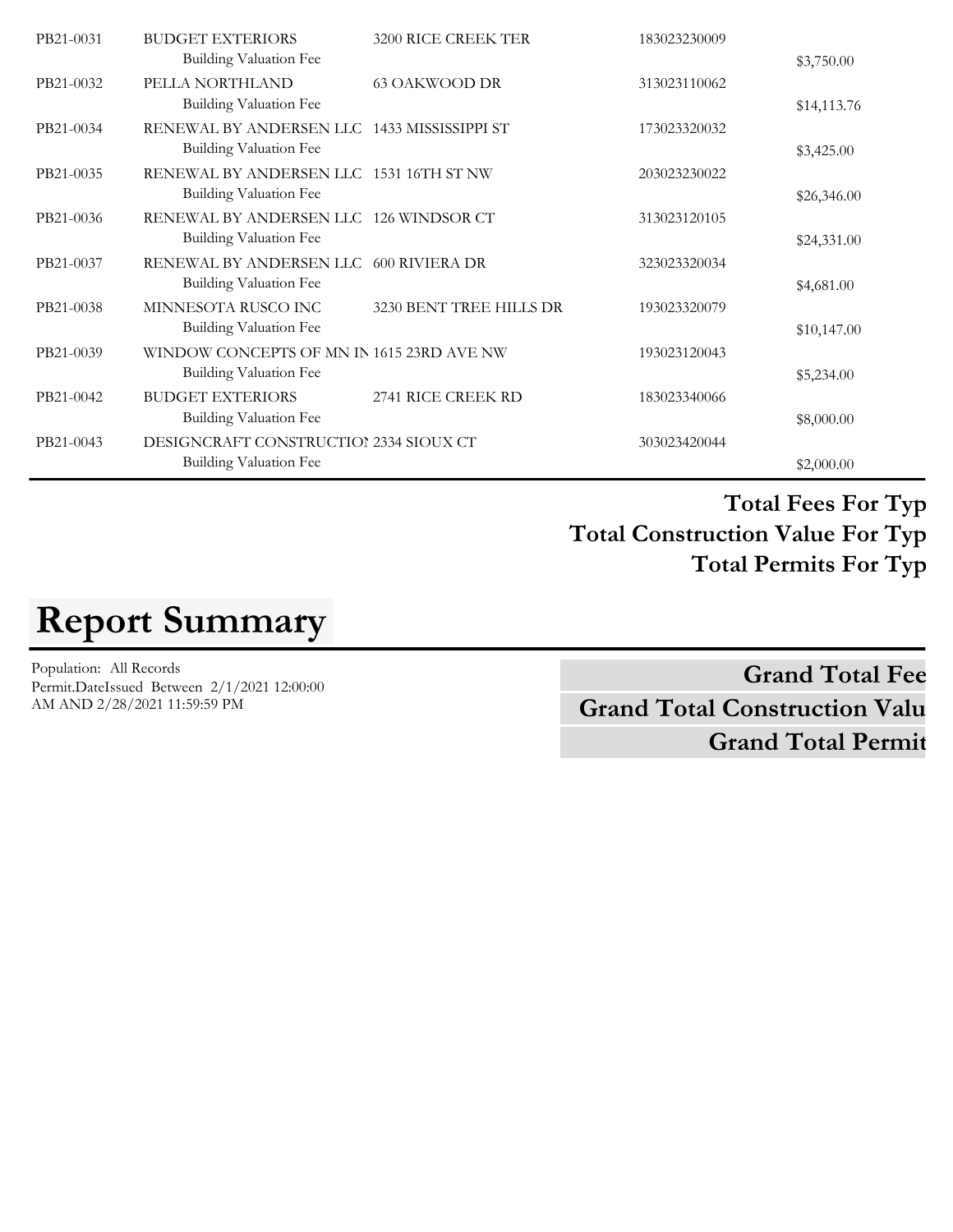| | | | | |
|---|---|---|---|---|
| PB21-0031 | BUDGET EXTERIORS | 3200 RICE CREEK TER | 183023230009 | |
| | Building Valuation Fee | | | $3,750.00 |
| PB21-0032 | PELLA NORTHLAND | 63 OAKWOOD DR | 313023110062 | |
| | Building Valuation Fee | | | $14,113.76 |
| PB21-0034 | RENEWAL BY ANDERSEN LLC | 1433 MISSISSIPPI ST | 173023320032 | |
| | Building Valuation Fee | | | $3,425.00 |
| PB21-0035 | RENEWAL BY ANDERSEN LLC | 1531 16TH ST NW | 203023230022 | |
| | Building Valuation Fee | | | $26,346.00 |
| PB21-0036 | RENEWAL BY ANDERSEN LLC | 126 WINDSOR CT | 313023120105 | |
| | Building Valuation Fee | | | $24,331.00 |
| PB21-0037 | RENEWAL BY ANDERSEN LLC | 600 RIVIERA DR | 323023320034 | |
| | Building Valuation Fee | | | $4,681.00 |
| PB21-0038 | MINNESOTA RUSCO INC | 3230 BENT TREE HILLS DR | 193023320079 | |
| | Building Valuation Fee | | | $10,147.00 |
| PB21-0039 | WINDOW CONCEPTS OF MN IN | 1615 23RD AVE NW | 193023120043 | |
| | Building Valuation Fee | | | $5,234.00 |
| PB21-0042 | BUDGET EXTERIORS | 2741 RICE CREEK RD | 183023340066 | |
| | Building Valuation Fee | | | $8,000.00 |
| PB21-0043 | DESIGNCRAFT CONSTRUCTIO! | 2334 SIOUX CT | 303023420044 | |
| | Building Valuation Fee | | | $2,000.00 |

**Total Fees For Typ**

**Total Construction Value For Typ**

**Total Permits For Typ**

# Report Summary

Population: All Records
Permit.DateIssued Between 2/1/2021 12:00:00 AM AND 2/28/2021 11:59:59 PM

**Grand Total Fee**

**Grand Total Construction Valu**

**Grand Total Permit**